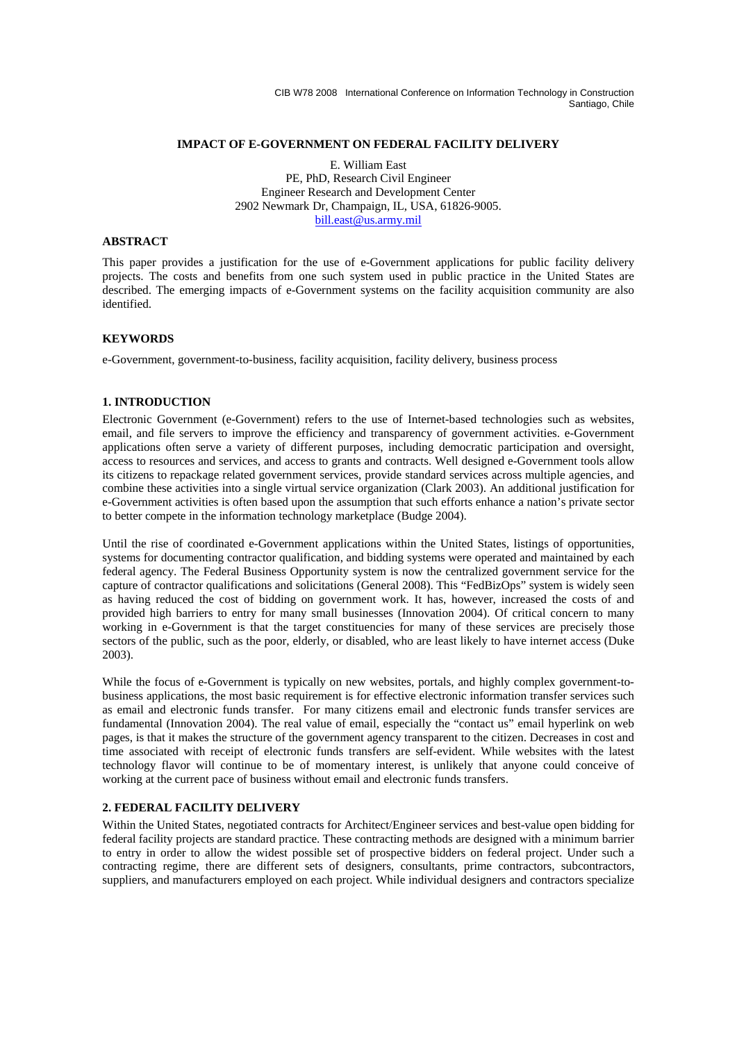# IMPACT OF E-GOVERNMENT ON FEDERAL FACILITY DELIVERY

E. William East
PE, PhD, Research Civil Engineer
Engineer Research and Development Center
2902 Newmark Dr, Champaign, IL, USA, 61826-9005.
bill.east@us.army.mil

## ABSTRACT

This paper provides a justification for the use of e-Government applications for public facility delivery projects. The costs and benefits from one such system used in public practice in the United States are described. The emerging impacts of e-Government systems on the facility acquisition community are also identified.

## KEYWORDS

e-Government, government-to-business, facility acquisition, facility delivery, business process

## 1. INTRODUCTION

Electronic Government (e-Government) refers to the use of Internet-based technologies such as websites, email, and file servers to improve the efficiency and transparency of government activities. e-Government applications often serve a variety of different purposes, including democratic participation and oversight, access to resources and services, and access to grants and contracts. Well designed e-Government tools allow its citizens to repackage related government services, provide standard services across multiple agencies, and combine these activities into a single virtual service organization (Clark 2003). An additional justification for e-Government activities is often based upon the assumption that such efforts enhance a nation's private sector to better compete in the information technology marketplace (Budge 2004).

Until the rise of coordinated e-Government applications within the United States, listings of opportunities, systems for documenting contractor qualification, and bidding systems were operated and maintained by each federal agency. The Federal Business Opportunity system is now the centralized government service for the capture of contractor qualifications and solicitations (General 2008). This "FedBizOps" system is widely seen as having reduced the cost of bidding on government work. It has, however, increased the costs of and provided high barriers to entry for many small businesses (Innovation 2004). Of critical concern to many working in e-Government is that the target constituencies for many of these services are precisely those sectors of the public, such as the poor, elderly, or disabled, who are least likely to have internet access (Duke 2003).

While the focus of e-Government is typically on new websites, portals, and highly complex government-to-business applications, the most basic requirement is for effective electronic information transfer services such as email and electronic funds transfer. For many citizens email and electronic funds transfer services are fundamental (Innovation 2004). The real value of email, especially the "contact us" email hyperlink on web pages, is that it makes the structure of the government agency transparent to the citizen. Decreases in cost and time associated with receipt of electronic funds transfers are self-evident. While websites with the latest technology flavor will continue to be of momentary interest, is unlikely that anyone could conceive of working at the current pace of business without email and electronic funds transfers.

## 2. FEDERAL FACILITY DELIVERY

Within the United States, negotiated contracts for Architect/Engineer services and best-value open bidding for federal facility projects are standard practice. These contracting methods are designed with a minimum barrier to entry in order to allow the widest possible set of prospective bidders on federal project. Under such a contracting regime, there are different sets of designers, consultants, prime contractors, subcontractors, suppliers, and manufacturers employed on each project. While individual designers and contractors specialize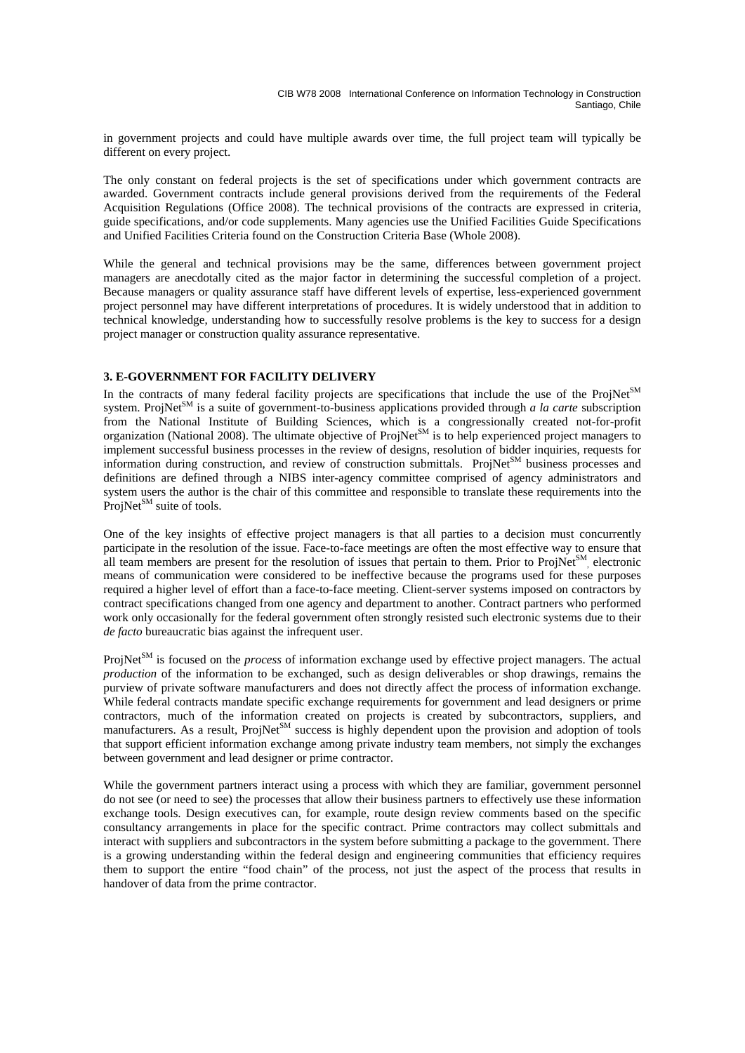in government projects and could have multiple awards over time, the full project team will typically be different on every project.

The only constant on federal projects is the set of specifications under which government contracts are awarded. Government contracts include general provisions derived from the requirements of the Federal Acquisition Regulations (Office 2008). The technical provisions of the contracts are expressed in criteria, guide specifications, and/or code supplements. Many agencies use the Unified Facilities Guide Specifications and Unified Facilities Criteria found on the Construction Criteria Base (Whole 2008).

While the general and technical provisions may be the same, differences between government project managers are anecdotally cited as the major factor in determining the successful completion of a project. Because managers or quality assurance staff have different levels of expertise, less-experienced government project personnel may have different interpretations of procedures. It is widely understood that in addition to technical knowledge, understanding how to successfully resolve problems is the key to success for a design project manager or construction quality assurance representative.

## 3. E-GOVERNMENT FOR FACILITY DELIVERY

In the contracts of many federal facility projects are specifications that include the use of the ProjNet[SM] system. ProjNet[SM] is a suite of government-to-business applications provided through *a la carte* subscription from the National Institute of Building Sciences, which is a congressionally created not-for-profit organization (National 2008). The ultimate objective of ProjNet[SM] is to help experienced project managers to implement successful business processes in the review of designs, resolution of bidder inquiries, requests for information during construction, and review of construction submittals. ProjNet[SM] business processes and definitions are defined through a NIBS inter-agency committee comprised of agency administrators and system users the author is the chair of this committee and responsible to translate these requirements into the ProjNet[SM] suite of tools.

One of the key insights of effective project managers is that all parties to a decision must concurrently participate in the resolution of the issue. Face-to-face meetings are often the most effective way to ensure that all team members are present for the resolution of issues that pertain to them. Prior to ProjNet[SM], electronic means of communication were considered to be ineffective because the programs used for these purposes required a higher level of effort than a face-to-face meeting. Client-server systems imposed on contractors by contract specifications changed from one agency and department to another. Contract partners who performed work only occasionally for the federal government often strongly resisted such electronic systems due to their *de facto* bureaucratic bias against the infrequent user.

ProjNet[SM] is focused on the *process* of information exchange used by effective project managers. The actual *production* of the information to be exchanged, such as design deliverables or shop drawings, remains the purview of private software manufacturers and does not directly affect the process of information exchange. While federal contracts mandate specific exchange requirements for government and lead designers or prime contractors, much of the information created on projects is created by subcontractors, suppliers, and manufacturers. As a result, ProjNet[SM] success is highly dependent upon the provision and adoption of tools that support efficient information exchange among private industry team members, not simply the exchanges between government and lead designer or prime contractor.

While the government partners interact using a process with which they are familiar, government personnel do not see (or need to see) the processes that allow their business partners to effectively use these information exchange tools. Design executives can, for example, route design review comments based on the specific consultancy arrangements in place for the specific contract. Prime contractors may collect submittals and interact with suppliers and subcontractors in the system before submitting a package to the government. There is a growing understanding within the federal design and engineering communities that efficiency requires them to support the entire "food chain" of the process, not just the aspect of the process that results in handover of data from the prime contractor.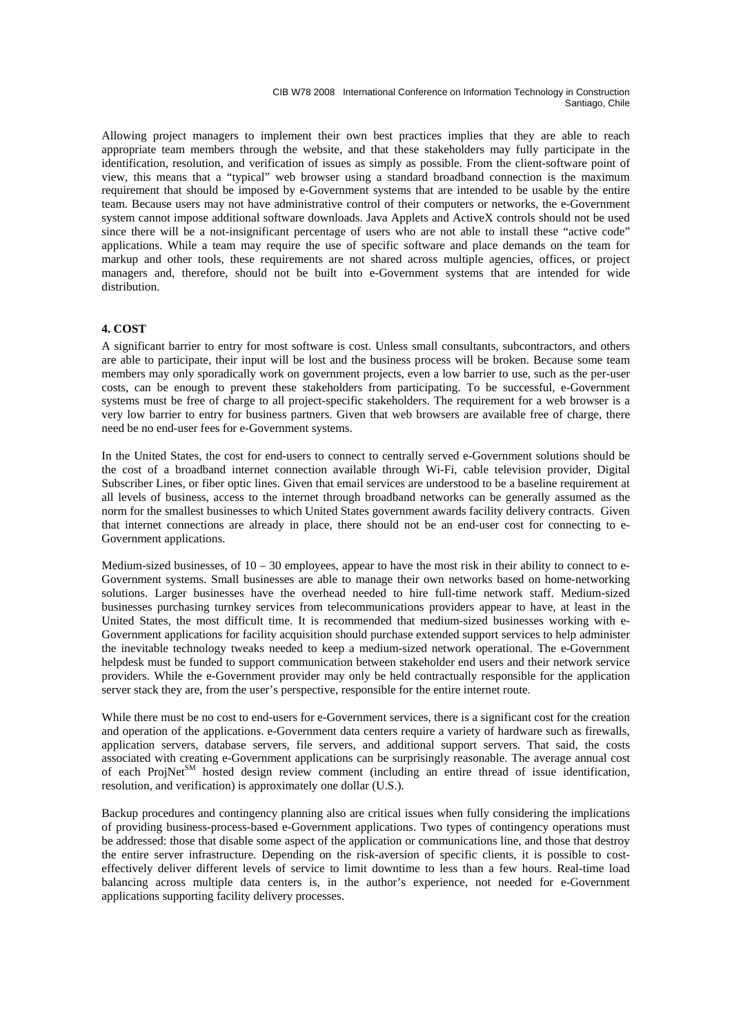Allowing project managers to implement their own best practices implies that they are able to reach appropriate team members through the website, and that these stakeholders may fully participate in the identification, resolution, and verification of issues as simply as possible. From the client-software point of view, this means that a "typical" web browser using a standard broadband connection is the maximum requirement that should be imposed by e-Government systems that are intended to be usable by the entire team. Because users may not have administrative control of their computers or networks, the e-Government system cannot impose additional software downloads. Java Applets and ActiveX controls should not be used since there will be a not-insignificant percentage of users who are not able to install these "active code" applications. While a team may require the use of specific software and place demands on the team for markup and other tools, these requirements are not shared across multiple agencies, offices, or project managers and, therefore, should not be built into e-Government systems that are intended for wide distribution.

## 4. COST

A significant barrier to entry for most software is cost. Unless small consultants, subcontractors, and others are able to participate, their input will be lost and the business process will be broken. Because some team members may only sporadically work on government projects, even a low barrier to use, such as the per-user costs, can be enough to prevent these stakeholders from participating. To be successful, e-Government systems must be free of charge to all project-specific stakeholders. The requirement for a web browser is a very low barrier to entry for business partners. Given that web browsers are available free of charge, there need be no end-user fees for e-Government systems.

In the United States, the cost for end-users to connect to centrally served e-Government solutions should be the cost of a broadband internet connection available through Wi-Fi, cable television provider, Digital Subscriber Lines, or fiber optic lines. Given that email services are understood to be a baseline requirement at all levels of business, access to the internet through broadband networks can be generally assumed as the norm for the smallest businesses to which United States government awards facility delivery contracts. Given that internet connections are already in place, there should not be an end-user cost for connecting to e-Government applications.

Medium-sized businesses, of 10 – 30 employees, appear to have the most risk in their ability to connect to e-Government systems. Small businesses are able to manage their own networks based on home-networking solutions. Larger businesses have the overhead needed to hire full-time network staff. Medium-sized businesses purchasing turnkey services from telecommunications providers appear to have, at least in the United States, the most difficult time. It is recommended that medium-sized businesses working with e-Government applications for facility acquisition should purchase extended support services to help administer the inevitable technology tweaks needed to keep a medium-sized network operational. The e-Government helpdesk must be funded to support communication between stakeholder end users and their network service providers. While the e-Government provider may only be held contractually responsible for the application server stack they are, from the user's perspective, responsible for the entire internet route.

While there must be no cost to end-users for e-Government services, there is a significant cost for the creation and operation of the applications. e-Government data centers require a variety of hardware such as firewalls, application servers, database servers, file servers, and additional support servers. That said, the costs associated with creating e-Government applications can be surprisingly reasonable. The average annual cost of each ProjNet[SM] hosted design review comment (including an entire thread of issue identification, resolution, and verification) is approximately one dollar (U.S.).

Backup procedures and contingency planning also are critical issues when fully considering the implications of providing business-process-based e-Government applications. Two types of contingency operations must be addressed: those that disable some aspect of the application or communications line, and those that destroy the entire server infrastructure. Depending on the risk-aversion of specific clients, it is possible to cost-effectively deliver different levels of service to limit downtime to less than a few hours. Real-time load balancing across multiple data centers is, in the author's experience, not needed for e-Government applications supporting facility delivery processes.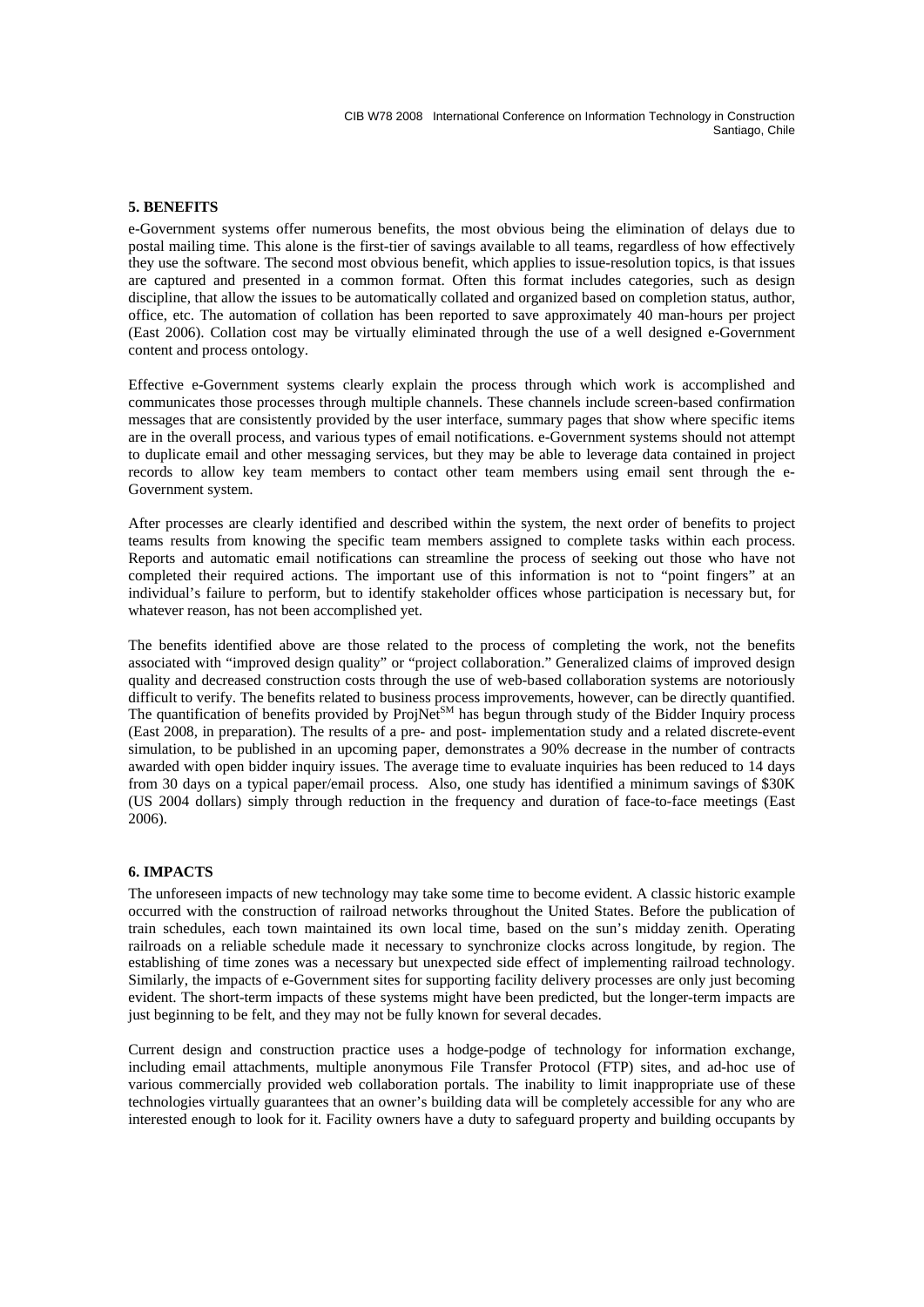## 5. BENEFITS

e-Government systems offer numerous benefits, the most obvious being the elimination of delays due to postal mailing time. This alone is the first-tier of savings available to all teams, regardless of how effectively they use the software. The second most obvious benefit, which applies to issue-resolution topics, is that issues are captured and presented in a common format. Often this format includes categories, such as design discipline, that allow the issues to be automatically collated and organized based on completion status, author, office, etc. The automation of collation has been reported to save approximately 40 man-hours per project (East 2006). Collation cost may be virtually eliminated through the use of a well designed e-Government content and process ontology.

Effective e-Government systems clearly explain the process through which work is accomplished and communicates those processes through multiple channels. These channels include screen-based confirmation messages that are consistently provided by the user interface, summary pages that show where specific items are in the overall process, and various types of email notifications. e-Government systems should not attempt to duplicate email and other messaging services, but they may be able to leverage data contained in project records to allow key team members to contact other team members using email sent through the e-Government system.

After processes are clearly identified and described within the system, the next order of benefits to project teams results from knowing the specific team members assigned to complete tasks within each process. Reports and automatic email notifications can streamline the process of seeking out those who have not completed their required actions. The important use of this information is not to "point fingers" at an individual's failure to perform, but to identify stakeholder offices whose participation is necessary but, for whatever reason, has not been accomplished yet.

The benefits identified above are those related to the process of completing the work, not the benefits associated with "improved design quality" or "project collaboration." Generalized claims of improved design quality and decreased construction costs through the use of web-based collaboration systems are notoriously difficult to verify. The benefits related to business process improvements, however, can be directly quantified. The quantification of benefits provided by ProjNet[SM] has begun through study of the Bidder Inquiry process (East 2008, in preparation). The results of a pre- and post- implementation study and a related discrete-event simulation, to be published in an upcoming paper, demonstrates a 90% decrease in the number of contracts awarded with open bidder inquiry issues. The average time to evaluate inquiries has been reduced to 14 days from 30 days on a typical paper/email process. Also, one study has identified a minimum savings of \$30K (US 2004 dollars) simply through reduction in the frequency and duration of face-to-face meetings (East 2006).

## 6. IMPACTS

The unforeseen impacts of new technology may take some time to become evident. A classic historic example occurred with the construction of railroad networks throughout the United States. Before the publication of train schedules, each town maintained its own local time, based on the sun's midday zenith. Operating railroads on a reliable schedule made it necessary to synchronize clocks across longitude, by region. The establishing of time zones was a necessary but unexpected side effect of implementing railroad technology. Similarly, the impacts of e-Government sites for supporting facility delivery processes are only just becoming evident. The short-term impacts of these systems might have been predicted, but the longer-term impacts are just beginning to be felt, and they may not be fully known for several decades.

Current design and construction practice uses a hodge-podge of technology for information exchange, including email attachments, multiple anonymous File Transfer Protocol (FTP) sites, and ad-hoc use of various commercially provided web collaboration portals. The inability to limit inappropriate use of these technologies virtually guarantees that an owner's building data will be completely accessible for any who are interested enough to look for it. Facility owners have a duty to safeguard property and building occupants by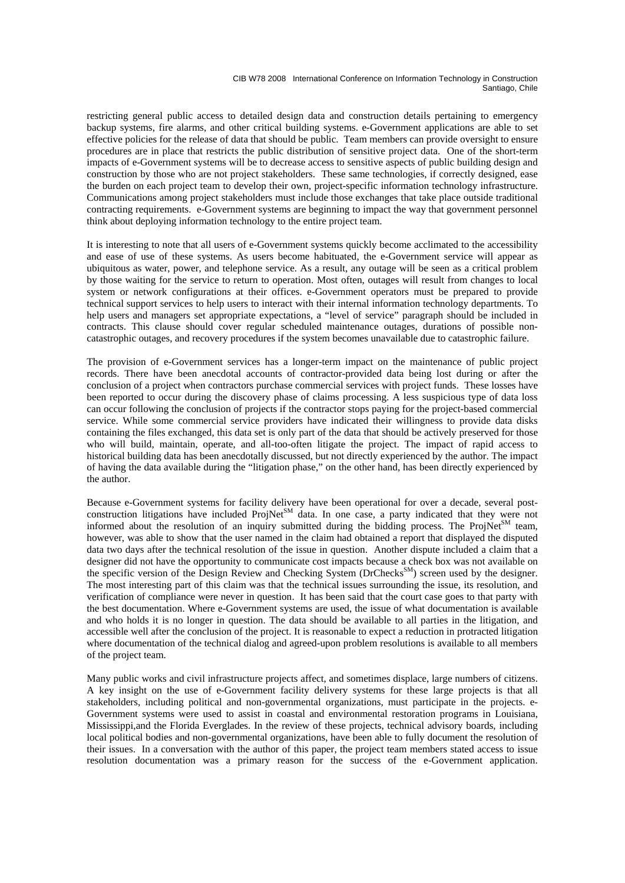restricting general public access to detailed design data and construction details pertaining to emergency backup systems, fire alarms, and other critical building systems. e-Government applications are able to set effective policies for the release of data that should be public. Team members can provide oversight to ensure procedures are in place that restricts the public distribution of sensitive project data. One of the short-term impacts of e-Government systems will be to decrease access to sensitive aspects of public building design and construction by those who are not project stakeholders. These same technologies, if correctly designed, ease the burden on each project team to develop their own, project-specific information technology infrastructure. Communications among project stakeholders must include those exchanges that take place outside traditional contracting requirements. e-Government systems are beginning to impact the way that government personnel think about deploying information technology to the entire project team.

It is interesting to note that all users of e-Government systems quickly become acclimated to the accessibility and ease of use of these systems. As users become habituated, the e-Government service will appear as ubiquitous as water, power, and telephone service. As a result, any outage will be seen as a critical problem by those waiting for the service to return to operation. Most often, outages will result from changes to local system or network configurations at their offices. e-Government operators must be prepared to provide technical support services to help users to interact with their internal information technology departments. To help users and managers set appropriate expectations, a "level of service" paragraph should be included in contracts. This clause should cover regular scheduled maintenance outages, durations of possible non-catastrophic outages, and recovery procedures if the system becomes unavailable due to catastrophic failure.

The provision of e-Government services has a longer-term impact on the maintenance of public project records. There have been anecdotal accounts of contractor-provided data being lost during or after the conclusion of a project when contractors purchase commercial services with project funds. These losses have been reported to occur during the discovery phase of claims processing. A less suspicious type of data loss can occur following the conclusion of projects if the contractor stops paying for the project-based commercial service. While some commercial service providers have indicated their willingness to provide data disks containing the files exchanged, this data set is only part of the data that should be actively preserved for those who will build, maintain, operate, and all-too-often litigate the project. The impact of rapid access to historical building data has been anecdotally discussed, but not directly experienced by the author. The impact of having the data available during the "litigation phase," on the other hand, has been directly experienced by the author.

Because e-Government systems for facility delivery have been operational for over a decade, several post-construction litigations have included ProjNet[SM] data. In one case, a party indicated that they were not informed about the resolution of an inquiry submitted during the bidding process. The ProjNet[SM] team, however, was able to show that the user named in the claim had obtained a report that displayed the disputed data two days after the technical resolution of the issue in question. Another dispute included a claim that a designer did not have the opportunity to communicate cost impacts because a check box was not available on the specific version of the Design Review and Checking System (DrChecks[SM]) screen used by the designer. The most interesting part of this claim was that the technical issues surrounding the issue, its resolution, and verification of compliance were never in question. It has been said that the court case goes to that party with the best documentation. Where e-Government systems are used, the issue of what documentation is available and who holds it is no longer in question. The data should be available to all parties in the litigation, and accessible well after the conclusion of the project. It is reasonable to expect a reduction in protracted litigation where documentation of the technical dialog and agreed-upon problem resolutions is available to all members of the project team.

Many public works and civil infrastructure projects affect, and sometimes displace, large numbers of citizens. A key insight on the use of e-Government facility delivery systems for these large projects is that all stakeholders, including political and non-governmental organizations, must participate in the projects. e-Government systems were used to assist in coastal and environmental restoration programs in Louisiana, Mississippi,and the Florida Everglades. In the review of these projects, technical advisory boards, including local political bodies and non-governmental organizations, have been able to fully document the resolution of their issues. In a conversation with the author of this paper, the project team members stated access to issue resolution documentation was a primary reason for the success of the e-Government application.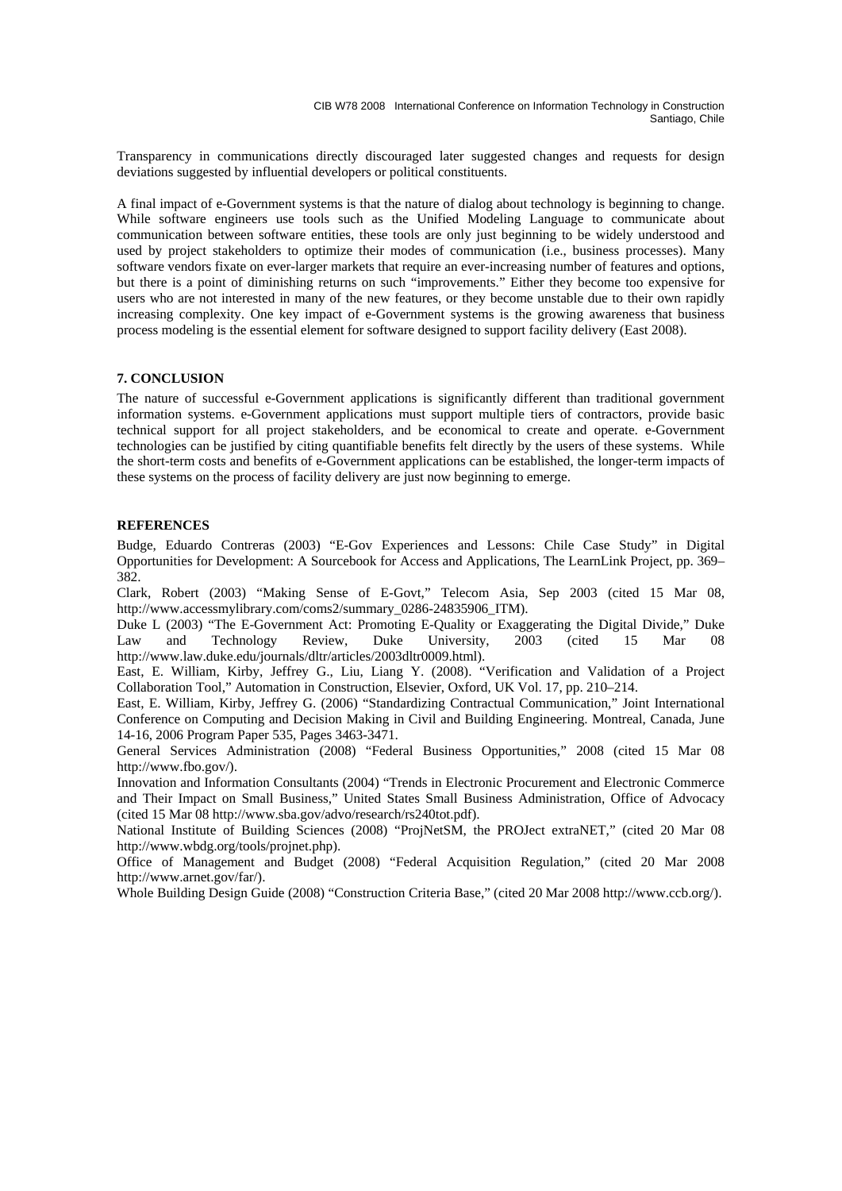Transparency in communications directly discouraged later suggested changes and requests for design deviations suggested by influential developers or political constituents.

A final impact of e-Government systems is that the nature of dialog about technology is beginning to change. While software engineers use tools such as the Unified Modeling Language to communicate about communication between software entities, these tools are only just beginning to be widely understood and used by project stakeholders to optimize their modes of communication (i.e., business processes). Many software vendors fixate on ever-larger markets that require an ever-increasing number of features and options, but there is a point of diminishing returns on such "improvements." Either they become too expensive for users who are not interested in many of the new features, or they become unstable due to their own rapidly increasing complexity. One key impact of e-Government systems is the growing awareness that business process modeling is the essential element for software designed to support facility delivery (East 2008).

## 7. CONCLUSION

The nature of successful e-Government applications is significantly different than traditional government information systems. e-Government applications must support multiple tiers of contractors, provide basic technical support for all project stakeholders, and be economical to create and operate. e-Government technologies can be justified by citing quantifiable benefits felt directly by the users of these systems. While the short-term costs and benefits of e-Government applications can be established, the longer-term impacts of these systems on the process of facility delivery are just now beginning to emerge.

## REFERENCES

Budge, Eduardo Contreras (2003) "E-Gov Experiences and Lessons: Chile Case Study" in Digital Opportunities for Development: A Sourcebook for Access and Applications, The LearnLink Project, pp. 369–382.

Clark, Robert (2003) "Making Sense of E-Govt," Telecom Asia, Sep 2003 (cited 15 Mar 08, http://www.accessmylibrary.com/coms2/summary_0286-24835906_ITM).

Duke L (2003) "The E-Government Act: Promoting E-Quality or Exaggerating the Digital Divide," Duke Law and Technology Review, Duke University, 2003 (cited 15 Mar 08 http://www.law.duke.edu/journals/dltr/articles/2003dltr0009.html).

East, E. William, Kirby, Jeffrey G., Liu, Liang Y. (2008). "Verification and Validation of a Project Collaboration Tool," Automation in Construction, Elsevier, Oxford, UK Vol. 17, pp. 210–214.

East, E. William, Kirby, Jeffrey G. (2006) "Standardizing Contractual Communication," Joint International Conference on Computing and Decision Making in Civil and Building Engineering. Montreal, Canada, June 14-16, 2006 Program Paper 535, Pages 3463-3471.

General Services Administration (2008) "Federal Business Opportunities," 2008 (cited 15 Mar 08 http://www.fbo.gov/).

Innovation and Information Consultants (2004) "Trends in Electronic Procurement and Electronic Commerce and Their Impact on Small Business," United States Small Business Administration, Office of Advocacy (cited 15 Mar 08 http://www.sba.gov/advo/research/rs240tot.pdf).

National Institute of Building Sciences (2008) "ProjNetSM, the PROJect extraNET," (cited 20 Mar 08 http://www.wbdg.org/tools/projnet.php).

Office of Management and Budget (2008) "Federal Acquisition Regulation," (cited 20 Mar 2008 http://www.arnet.gov/far/).

Whole Building Design Guide (2008) "Construction Criteria Base," (cited 20 Mar 2008 http://www.ccb.org/).